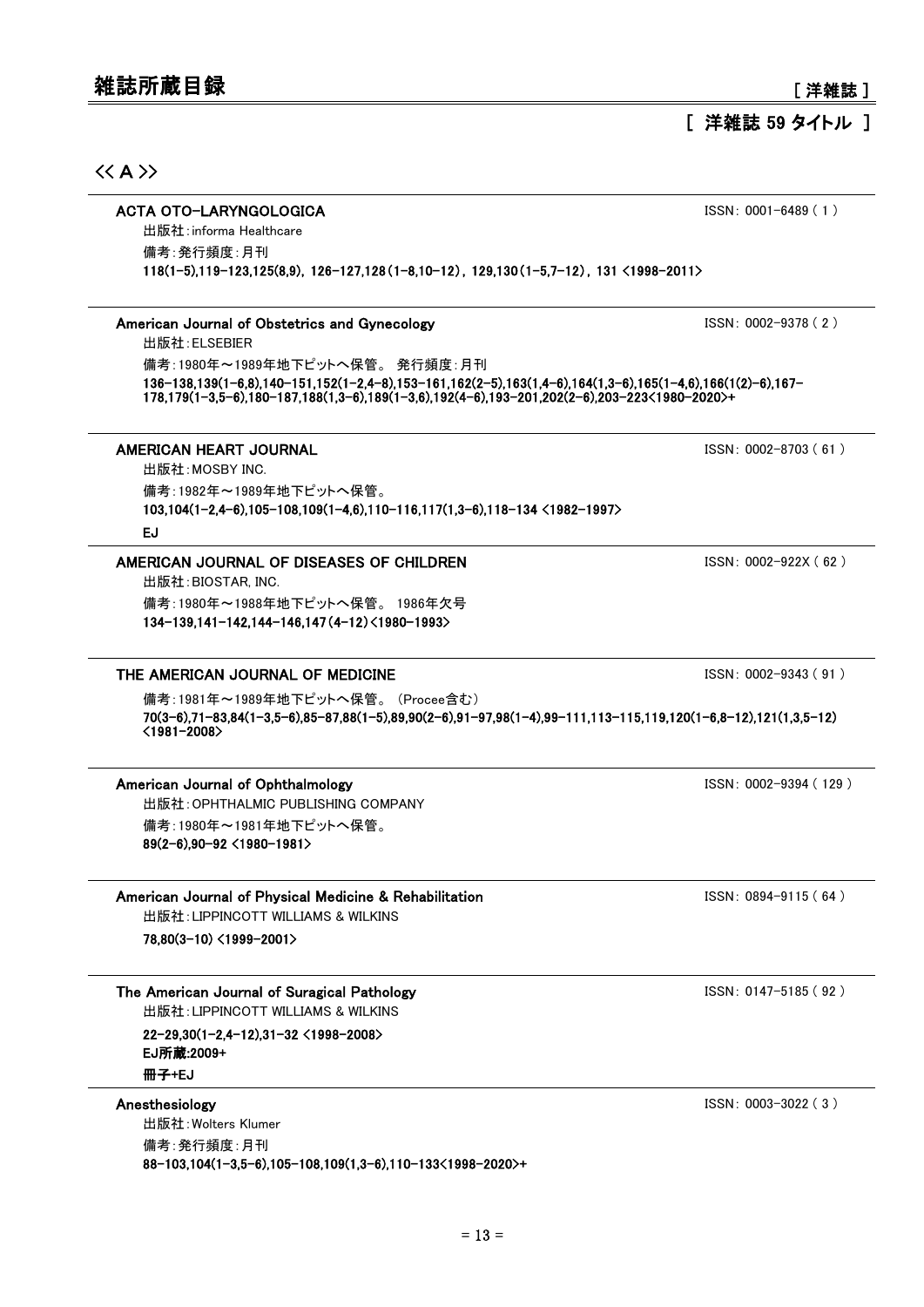# 雑誌所蔵目録

[ 洋雑誌 ]

## [ 洋雑誌 59 タイトル ]

## << A >>

---

**ACTA OTO-LARYNGOLOGICA** ISSN: 0001-6489 ( 1 )

出版社:informa Healthcare

備考:発行頻度:月刊

**118(1-5),119-123,125(8,9), 126-127,128(1-8,10-12), 129,130(1-5,7-12), 131 <1998-2011>**

---

**American Journal of Obstetrics and Gynecology** ISSN: 0002-9378 ( 2 )

出版社:ELSEBIER

備考:1980年～1989年地下ピットへ保管。 発行頻度:月刊

**136-138,139(1-6,8),140-151,152(1-2,4-8),153-161,162(2-5),163(1,4-6),164(1,3-6),165(1-4,6),166(1(2)-6),167-178,179(1-3,5-6),180-187,188(1,3-6),189(1-3,6),192(4-6),193-201,202(2-6),203-223<1980-2020>+**

---

**AMERICAN HEART JOURNAL** ISSN: 0002-8703 ( 61 )

出版社:MOSBY INC.

備考:1982年～1989年地下ピットへ保管。

**103,104(1-2,4-6),105-108,109(1-4,6),110-116,117(1,3-6),118-134 <1982-1997>**

**EJ**

---

**AMERICAN JOURNAL OF DISEASES OF CHILDREN** ISSN: 0002-922X ( 62 )

出版社:BIOSTAR, INC.

備考:1980年～1988年地下ピットへ保管。 1986年欠号

**134-139,141-142,144-146,147(4-12)<1980-1993>**

---

**THE AMERICAN JOURNAL OF MEDICINE** ISSN: 0002-9343 ( 91 )

備考:1981年～1989年地下ピットへ保管。 (Procee含む)

**70(3-6),71-83,84(1-3,5-6),85-87,88(1-5),89,90(2-6),91-97,98(1-4),99-111,113-115,119,120(1-6,8-12),121(1,3,5-12) <1981-2008>**

---

**American Journal of Ophthalmology** ISSN: 0002-9394 ( 129 )

出版社:OPHTHALMIC PUBLISHING COMPANY

備考:1980年～1981年地下ピットへ保管。

**89(2-6),90-92 <1980-1981>**

---

**American Journal of Physical Medicine & Rehabilitation** ISSN: 0894-9115 ( 64 )

出版社:LIPPINCOTT WILLIAMS & WILKINS

**78,80(3-10) <1999-2001>**

---

**The American Journal of Suragical Pathology** ISSN: 0147-5185 ( 92 )

出版社:LIPPINCOTT WILLIAMS & WILKINS

**22-29,30(1-2,4-12),31-32 <1998-2008>**

**EJ所蔵:2009+**

**冊子+EJ**

---

**Anesthesiology** ISSN: 0003-3022 ( 3 )

出版社:Wolters Klumer

備考:発行頻度:月刊

**88-103,104(1-3,5-6),105-108,109(1,3-6),110-133<1998-2020>+**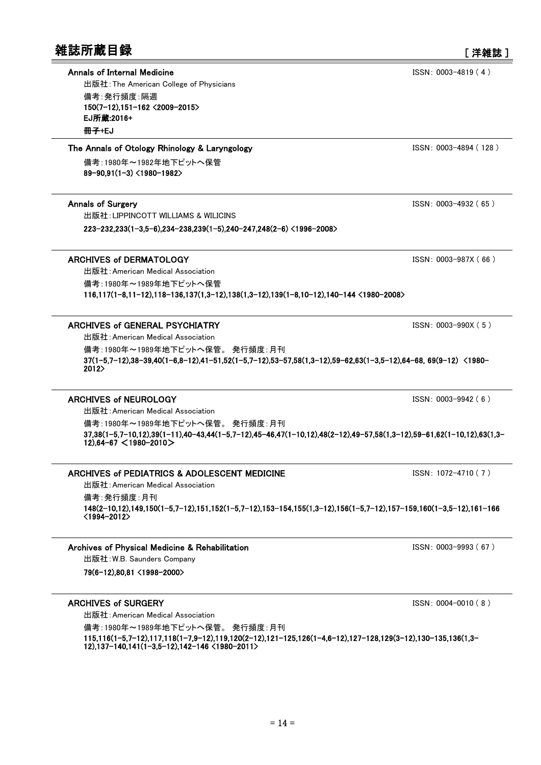# 雑誌所蔵目録

**[洋雑誌]**

---

**Annals of Internal Medicine** ISSN: 0003-4819 ( 4 )

出版社:The American College of Physicians

備考:発行頻度:隔週

**150(7-12),151-162 <2009-2015>**

**EJ所蔵:2016+**

**冊子+EJ**

---

**The Annals of Otology Rhinology & Laryngology** ISSN: 0003-4894 ( 128 )

備考:1980年～1982年地下ピットへ保管

**89-90,91(1-3) <1980-1982>**

---

**Annals of Surgery** ISSN: 0003-4932 ( 65 )

出版社:LIPPINCOTT WILLIAMS & WILICINS

**223-232,233(1-3,5-6),234-238,239(1-5),240-247,248(2-6) <1996-2008>**

---

**ARCHIVES of DERMATOLOGY** ISSN: 0003-987X ( 66 )

出版社:American Medical Association

備考:1980年～1989年地下ピットへ保管

**116,117(1-8,11-12),118-136,137(1,3-12),138(1,3-12),139(1-8,10-12),140-144 <1980-2008>**

---

**ARCHIVES of GENERAL PSYCHIATRY** ISSN: 0003-990X ( 5 )

出版社:American Medical Association

備考:1980年～1989年地下ピットへ保管。 発行頻度:月刊

**37(1-5,7-12),38-39,40(1-6,8-12),41-51,52(1-5,7-12),53-57,58(1,3-12),59-62,63(1-3,5-12),64-68, 69(9-12) <1980-2012>**

---

**ARCHIVES of NEUROLOGY** ISSN: 0003-9942 ( 6 )

出版社:American Medical Association

備考:1980年～1989年地下ピットへ保管。 発行頻度:月刊

**37,38(1-5,7-10,12),39(1-11),40-43,44(1-5,7-12),45-46,47(1-10,12),48(2-12),49-57,58(1,3-12),59-61,62(1-10,12),63(1,3-12),64-67 ＜1980-2010＞**

---

**ARCHIVES of PEDIATRICS & ADOLESCENT MEDICINE** ISSN: 1072-4710 ( 7 )

出版社:American Medical Association

備考:発行頻度:月刊

**148(2-10,12),149,150(1-5,7-12),151,152(1-5,7-12),153-154,155(1,3-12),156(1-5,7-12),157-159,160(1-3,5-12),161-166 <1994-2012>**

---

**Archives of Physical Medicine & Rehabilitation** ISSN: 0003-9993 ( 67 )

出版社:W.B. Saunders Company

**79(6-12),80,81 <1998-2000>**

---

**ARCHIVES of SURGERY** ISSN: 0004-0010 ( 8 )

出版社:American Medical Association

備考:1980年～1989年地下ピットへ保管。 発行頻度:月刊

**115,116(1-5,7-12),117,118(1-7,9-12),119,120(2-12),121-125,126(1-4,6-12),127-128,129(3-12),130-135,136(1,3-12),137-140,141(1-3,5-12),142-146 <1980-2011>**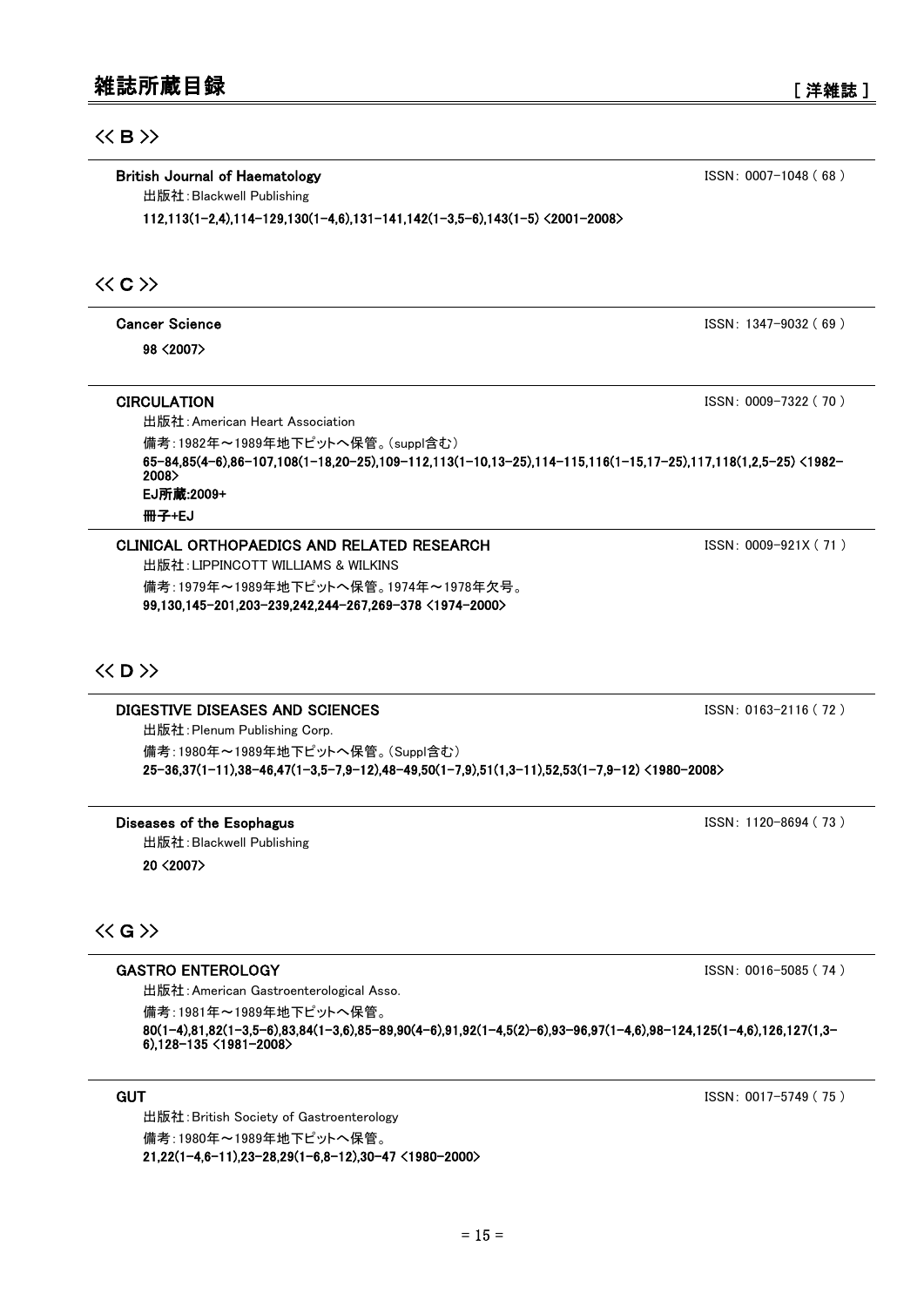# 雑誌所蔵目録

[ 洋雑誌 ]

## << B >>

**British Journal of Haematology** ISSN: 0007-1048 ( 68 )

出版社:Blackwell Publishing

**112,113(1-2,4),114-129,130(1-4,6),131-141,142(1-3,5-6),143(1-5) <2001-2008>**

## << C >>

**Cancer Science** ISSN: 1347-9032 ( 69 )

**98 <2007>**

**CIRCULATION** ISSN: 0009-7322 ( 70 )

出版社:American Heart Association

備考:1982年～1989年地下ピットへ保管。(suppl含む)

**65-84,85(4-6),86-107,108(1-18,20-25),109-112,113(1-10,13-25),114-115,116(1-15,17-25),117,118(1,2,5-25) <1982-2008>**

**EJ所蔵:2009+**

**冊子+EJ**

**CLINICAL ORTHOPAEDICS AND RELATED RESEARCH** ISSN: 0009-921X ( 71 )

出版社:LIPPINCOTT WILLIAMS & WILKINS

備考:1979年～1989年地下ピットへ保管。1974年～1978年欠号。

**99,130,145-201,203-239,242,244-267,269-378 <1974-2000>**

## << D >>

**DIGESTIVE DISEASES AND SCIENCES** ISSN: 0163-2116 ( 72 )

出版社:Plenum Publishing Corp.

備考:1980年～1989年地下ピットへ保管。(Suppl含む)

**25-36,37(1-11),38-46,47(1-3,5-7,9-12),48-49,50(1-7,9),51(1,3-11),52,53(1-7,9-12) <1980-2008>**

**Diseases of the Esophagus** ISSN: 1120-8694 ( 73 )

出版社:Blackwell Publishing

**20 <2007>**

## << G >>

**GASTRO ENTEROLOGY** ISSN: 0016-5085 ( 74 )

出版社:American Gastroenterological Asso.

備考:1981年～1989年地下ピットへ保管。

**80(1-4),81,82(1-3,5-6),83,84(1-3,6),85-89,90(4-6),91,92(1-4,5(2)-6),93-96,97(1-4,6),98-124,125(1-4,6),126,127(1,3-6),128-135 <1981-2008>**

**GUT** ISSN: 0017-5749 ( 75 )

出版社:British Society of Gastroenterology

備考:1980年～1989年地下ピットへ保管。

**21,22(1-4,6-11),23-28,29(1-6,8-12),30-47 <1980-2000>**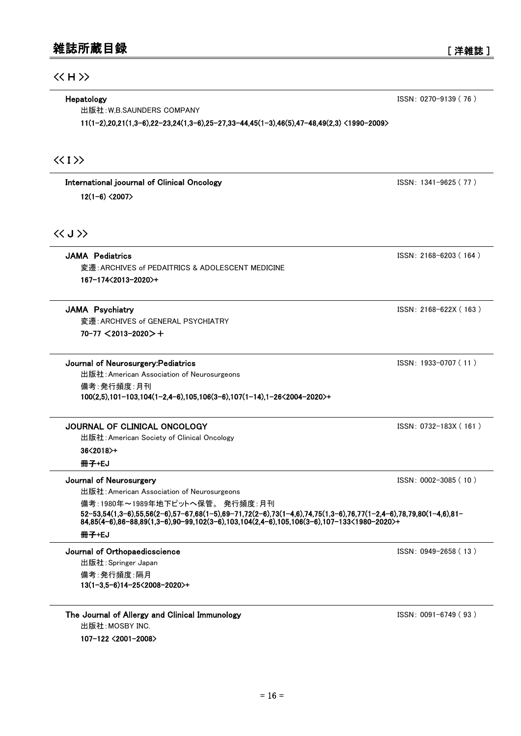# 雑誌所蔵目録

[ 洋雑誌 ]

## << H >>

**Hepatology** ISSN: 0270-9139 ( 76 )

出版社:W,B.SAUNDERS COMPANY

**11(1-2),20,21(1,3-6),22-23,24(1,3-6),25-27,33-44,45(1-3),46(5),47-48,49(2,3) <1990-2009>**

## << I >>

**International joournal of Clinical Oncology** ISSN: 1341-9625 ( 77 )

**12(1-6) <2007>**

## << J >>

**JAMA Pediatrics** ISSN: 2168-6203 ( 164 )

変遷:ARCHIVES of PEDAITRICS & ADOLESCENT MEDICINE

**167-174<2013-2020>+**

**JAMA Psychiatry** ISSN: 2168-622X ( 163 )

変遷:ARCHIVES of GENERAL PSYCHIATRY

**70-77 <2013-2020>+**

**Journal of Neurosurgery:Pediatrics** ISSN: 1933-0707 ( 11 )

出版社:American Association of Neurosurgeons

備考:発行頻度:月刊

**100(2,5),101-103,104(1-2,4-6),105,106(3-6),107(1-14),1-26<2004-2020>+**

**JOURNAL OF CLINICAL ONCOLOGY** ISSN: 0732-183X ( 161 )

出版社:American Society of Clinical Oncology

**36<2018>+**

**冊子+EJ**

**Journal of Neurosurgery** ISSN: 0002-3085 ( 10 )

出版社:American Association of Neurosurgeons

備考:1980年～1989年地下ピットへ保管。 発行頻度:月刊

**52-53,54(1,3-6),55,56(2-6),57-67,68(1-5),69-71,72(2-6),73(1-4,6),74,75(1,3-6),76,77(1-2,4-6),78,79,80(1-4,6),81-84,85(4-6),86-88,89(1,3-6),90-99,102(3-6),103,104(2,4-6),105,106(3-6),107-133<1980-2020>+**

**冊子+EJ**

**Journal of Orthopaedicscience** ISSN: 0949-2658 ( 13 )

出版社:Springer Japan

備考:発行頻度:隔月

**13(1-3,5-6)14-25<2008-2020>+**

**The Journal of Allergy and Clinical Immunology** ISSN: 0091-6749 ( 93 )

出版社:MOSBY INC.

**107-122 <2001-2008>**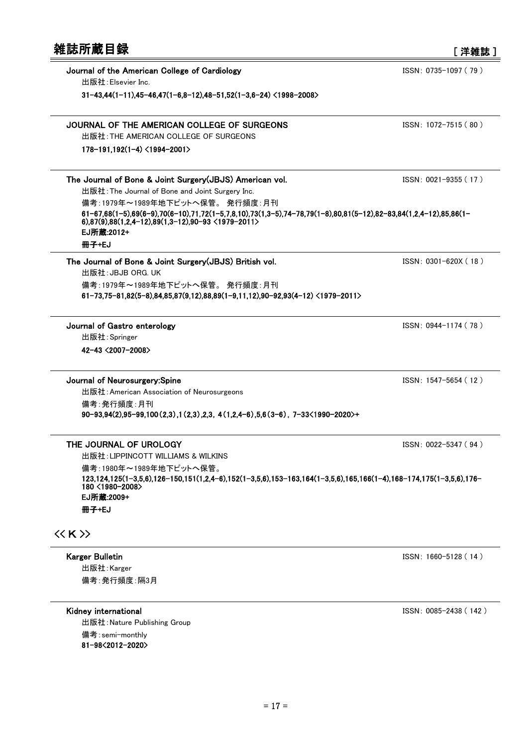# 雑誌所蔵目録

[ 洋雑誌 ]

---

**Journal of the American College of Cardiology**　　ISSN: 0735-1097 ( 79 )

出版社:Elsevier Inc.

**31-43,44(1-11),45-46,47(1-6,8-12),48-51,52(1-3,6-24) <1998-2008>**

---

**JOURNAL OF THE AMERICAN COLLEGE OF SURGEONS**　　ISSN: 1072-7515 ( 80 )

出版社:THE AMERICAN COLLEGE OF SURGEONS

**178-191,192(1-4) <1994-2001>**

---

**The Journal of Bone & Joint Surgery(JBJS) American vol.**　　ISSN: 0021-9355 ( 17 )

出版社:The Journal of Bone and Joint Surgery Inc.

備考:1979年～1989年地下ピットへ保管。 発行頻度:月刊

**61-67,68(1-5),69(6-9),70(6-10),71,72(1-5,7,8,10),73(1,3-5),74-78,79(1-8),80,81(5-12),82-83,84(1,2,4-12),85,86(1-6),87(9),88(1,2,4-12),89(1,3-12),90-93 <1979-2011>**

**EJ所蔵:2012+**

**冊子+EJ**

---

**The Journal of Bone & Joint Surgery(JBJS) British vol.**　　ISSN: 0301-620X ( 18 )

出版社:JBJB ORG. UK

備考:1979年～1989年地下ピットへ保管。 発行頻度:月刊

**61-73,75-81,82(5-8),84,85,87(9,12),88,89(1-9,11,12),90-92,93(4-12) <1979-2011>**

---

**Journal of Gastro enterology**　　ISSN: 0944-1174 ( 78 )

出版社:Springer

**42-43 <2007-2008>**

---

**Journal of Neurosurgery:Spine**　　ISSN: 1547-5654 ( 12 )

出版社:American Association of Neurosurgeons

備考:発行頻度:月刊

**90-93,94(2),95-99,100(2,3),1(2,3),2,3, 4(1,2,4-6),5,6(3-6), 7-33<1990-2020>+**

---

**THE JOURNAL OF UROLOGY**　　ISSN: 0022-5347 ( 94 )

出版社:LIPPINCOTT WILLIAMS & WILKINS

備考:1980年～1989年地下ピットへ保管。

**123,124,125(1-3,5,6),126-150,151(1,2,4-6),152(1-3,5,6),153-163,164(1-3,5,6),165,166(1-4),168-174,175(1-3,5,6),176-180 <1980-2008>**

**EJ所蔵:2009+**

**冊子+EJ**

## << K >>

---

**Karger Bulletin**　　ISSN: 1660-5128 ( 14 )

出版社:Karger

備考:発行頻度:隔3月

---

**Kidney international**　　ISSN: 0085-2438 ( 142 )

出版社:Nature Publishing Group

備考:semi-monthly

**81-98<2012-2020>**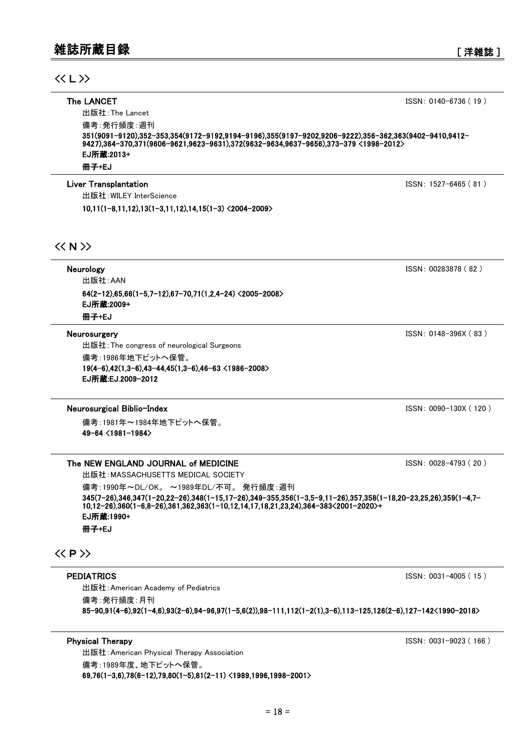# 雑誌所蔵目録

[ 洋雑誌 ]

## << L >>

**The LANCET** ISSN: 0140-6736 ( 19 )

出版社:The Lancet

備考:発行頻度:週刊

**351(9091-9120),352-353,354(9172-9192,9194-9196),355(9197-9202,9206-9222),356-362,363(9402-9410,9412-9427),364-370,371(9606-9621,9623-9631),372(9632-9634,9637-9656),373-379 <1998-2012>**

**EJ所蔵:2013+**

**冊子+EJ**

**Liver Transplantation** ISSN: 1527-6465 ( 81 )

出版社:WILEY InterScience

**10,11(1-8,11,12),13(1-3,11,12),14,15(1-3) <2004-2009>**

## << N >>

**Neurology** ISSN: 00283878 ( 82 )

出版社:AAN

**64(2-12),65,66(1-5,7-12),67-70,71(1,2,4-24) <2005-2008>**

**EJ所蔵:2009+**

**冊子+EJ**

**Neurosurgery** ISSN: 0148-396X ( 83 )

出版社:The congress of neurological Surgeons

備考:1986年地下ピットへ保管。

**19(4-6),42(1,3-6),43-44,45(1,3-6),46-63 <1986-2008>**

**EJ所蔵:EJ.2009-2012**

**Neurosurgical Biblio-Index** ISSN: 0090-130X ( 120 )

備考:1981年~1984年地下ピットへ保管。

**49-64 <1981-1984>**

**The NEW ENGLAND JOURNAL of MEDICINE** ISSN: 0028-4793 ( 20 )

出版社:MASSACHUSETTS MEDICAL SOCIETY

備考:1990年~DL/OK。 ~1989年DL/不可。 発行頻度:週刊

**345(7-26),346,347(1-20,22-26),348(1-15,17-26),349-355,356(1-3,5-9,11-26),357,358(1-18,20-23,25,26),359(1-4,7-10,12-26),360(1-6,8-26),361,362,363(1-10,12,14,17,18,21,23,24),364-383<2001-2020>+**

**EJ所蔵:1990+**

**冊子+EJ**

## << P >>

**PEDIATRICS** ISSN: 0031-4005 ( 15 )

出版社:American Academy of Pediatrics

備考:発行頻度:月刊

**85-90,91(4-6),92(1-4,6),93(2-6),94-96,97(1-5,6(2)),98-111,112(1-2(1),3-6),113-125,126(2-6),127-142<1990-2018>**

**Physical Therapy** ISSN: 0031-9023 ( 166 )

出版社:American Physical Therapy Association

備考:1989年度、地下ピットへ保管。

**69,76(1-3,6),78(6-12),79,80(1-5),81(2-11) <1989,1996,1998-2001>**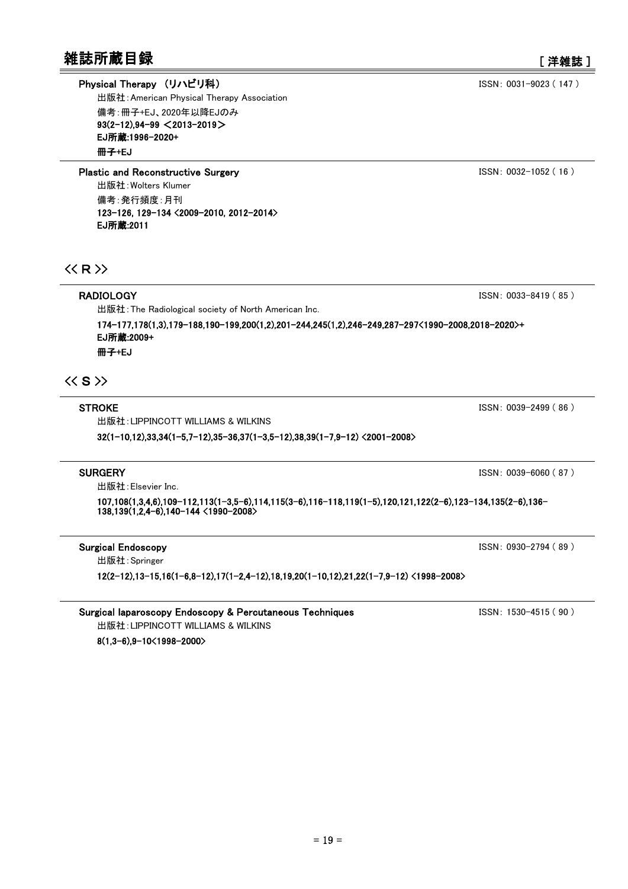# 雑誌所蔵目録

[ 洋雑誌 ]

**Physical Therapy （リハビリ科）** ISSN: 0031-9023 ( 147 )

出版社:American Physical Therapy Association

備考:冊子+EJ、2020年以降EJのみ

**93(2-12),94-99 ＜2013-2019＞**

**EJ所蔵:1996-2020+**

**冊子+EJ**

---

**Plastic and Reconstructive Surgery** ISSN: 0032-1052 ( 16 )

出版社:Wolters Klumer

備考:発行頻度:月刊

**123-126, 129-134 <2009-2010, 2012-2014>**

**EJ所蔵:2011**

## << R >>

**RADIOLOGY** ISSN: 0033-8419 ( 85 )

出版社:The Radiological society of North American Inc.

**174-177,178(1,3),179-188,190-199,200(1,2),201-244,245(1,2),246-249,287-297<1990-2008,2018-2020>+**

**EJ所蔵:2009+**

**冊子+EJ**

## << S >>

**STROKE** ISSN: 0039-2499 ( 86 )

出版社:LIPPINCOTT WILLIAMS & WILKINS

**32(1-10,12),33,34(1-5,7-12),35-36,37(1-3,5-12),38,39(1-7,9-12) <2001-2008>**

---

**SURGERY** ISSN: 0039-6060 ( 87 )

出版社:Elsevier Inc.

**107,108(1,3,4,6),109-112,113(1-3,5-6),114,115(3-6),116-118,119(1-5),120,121,122(2-6),123-134,135(2-6),136-138,139(1,2,4-6),140-144 <1990-2008>**

---

**Surgical Endoscopy** ISSN: 0930-2794 ( 89 )

出版社:Springer

**12(2-12),13-15,16(1-6,8-12),17(1-2,4-12),18,19,20(1-10,12),21,22(1-7,9-12) <1998-2008>**

---

**Surgical laparoscopy Endoscopy & Percutaneous Techniques** ISSN: 1530-4515 ( 90 )

出版社:LIPPINCOTT WILLIAMS & WILKINS

**8(1,3-6),9-10<1998-2000>**